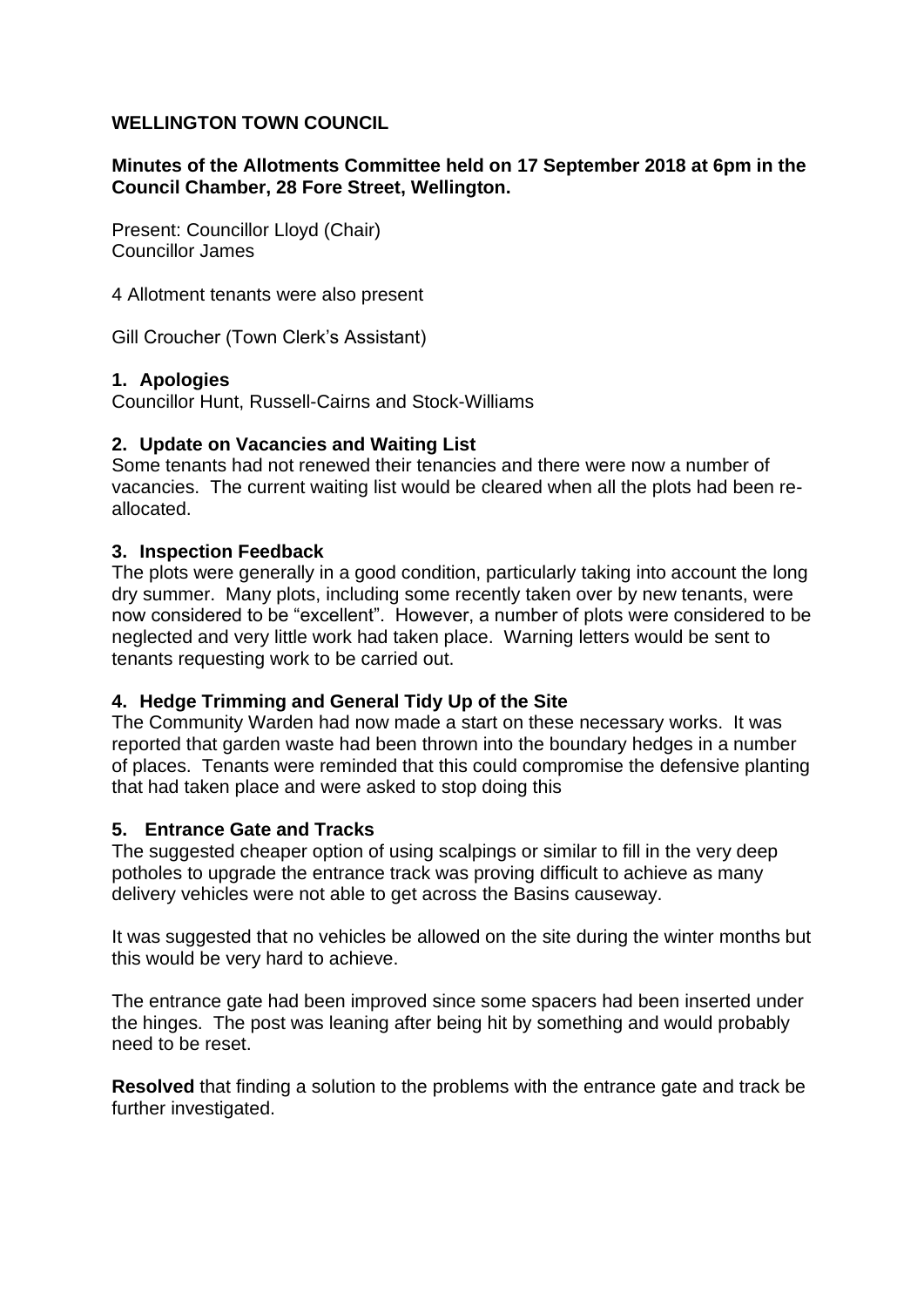# WELLINGTON TOWN COUNCIL

**Minutes of the Allotments Committee held on 17 September 2018 at 6pm in the Council Chamber, 28 Fore Street, Wellington.**

Present: Councillor Lloyd (Chair)
Councillor James

4 Allotment tenants were also present

Gill Croucher (Town Clerk's Assistant)

## 1. Apologies

Councillor Hunt, Russell-Cairns and Stock-Williams

## 2. Update on Vacancies and Waiting List

Some tenants had not renewed their tenancies and there were now a number of vacancies. The current waiting list would be cleared when all the plots had been re-allocated.

## 3. Inspection Feedback

The plots were generally in a good condition, particularly taking into account the long dry summer. Many plots, including some recently taken over by new tenants, were now considered to be "excellent". However, a number of plots were considered to be neglected and very little work had taken place. Warning letters would be sent to tenants requesting work to be carried out.

## 4. Hedge Trimming and General Tidy Up of the Site

The Community Warden had now made a start on these necessary works. It was reported that garden waste had been thrown into the boundary hedges in a number of places. Tenants were reminded that this could compromise the defensive planting that had taken place and were asked to stop doing this

## 5. Entrance Gate and Tracks

The suggested cheaper option of using scalpings or similar to fill in the very deep potholes to upgrade the entrance track was proving difficult to achieve as many delivery vehicles were not able to get across the Basins causeway.

It was suggested that no vehicles be allowed on the site during the winter months but this would be very hard to achieve.

The entrance gate had been improved since some spacers had been inserted under the hinges. The post was leaning after being hit by something and would probably need to be reset.

**Resolved** that finding a solution to the problems with the entrance gate and track be further investigated.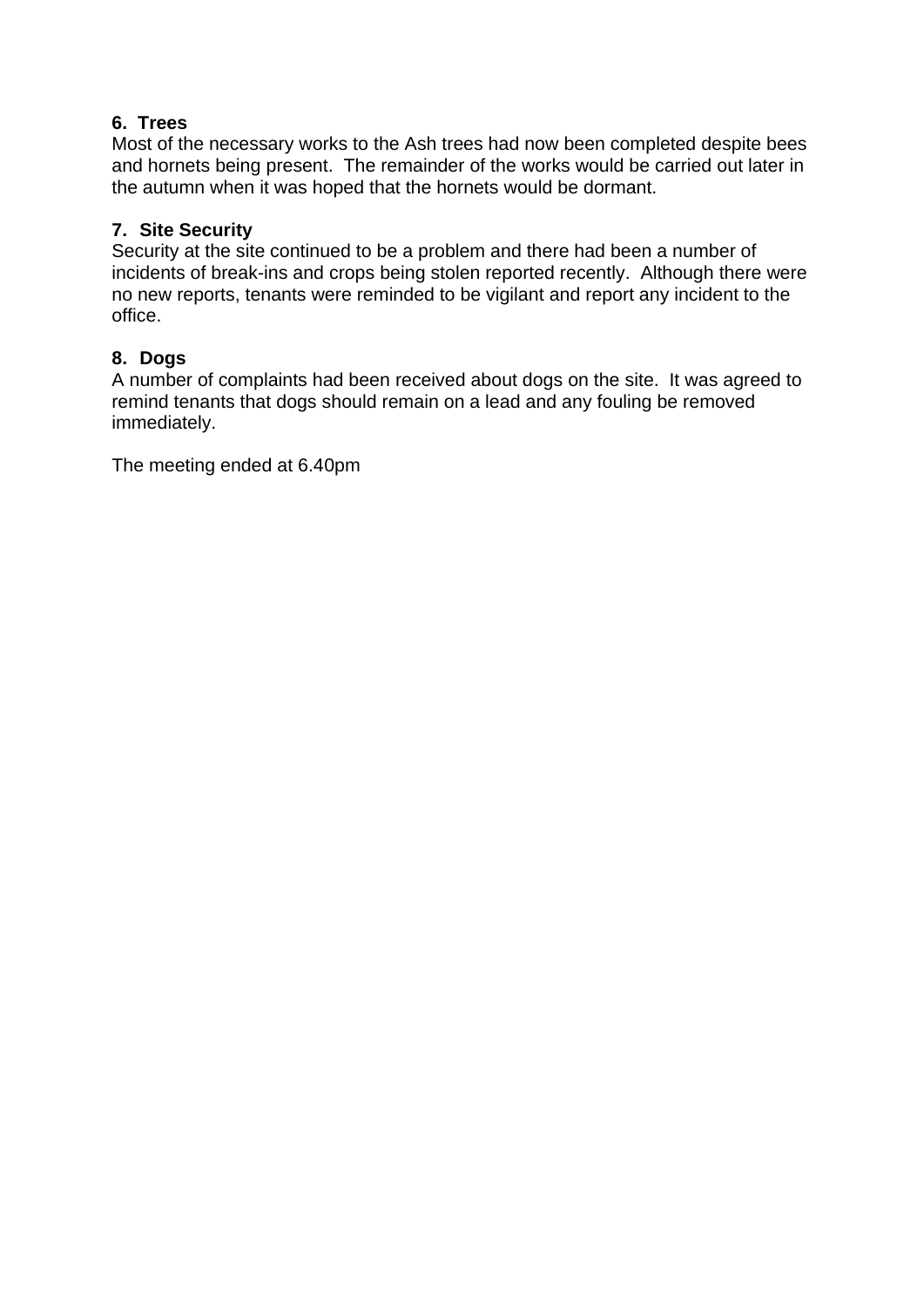**6. Trees**

Most of the necessary works to the Ash trees had now been completed despite bees and hornets being present. The remainder of the works would be carried out later in the autumn when it was hoped that the hornets would be dormant.

**7. Site Security**

Security at the site continued to be a problem and there had been a number of incidents of break-ins and crops being stolen reported recently. Although there were no new reports, tenants were reminded to be vigilant and report any incident to the office.

**8. Dogs**

A number of complaints had been received about dogs on the site. It was agreed to remind tenants that dogs should remain on a lead and any fouling be removed immediately.

The meeting ended at 6.40pm